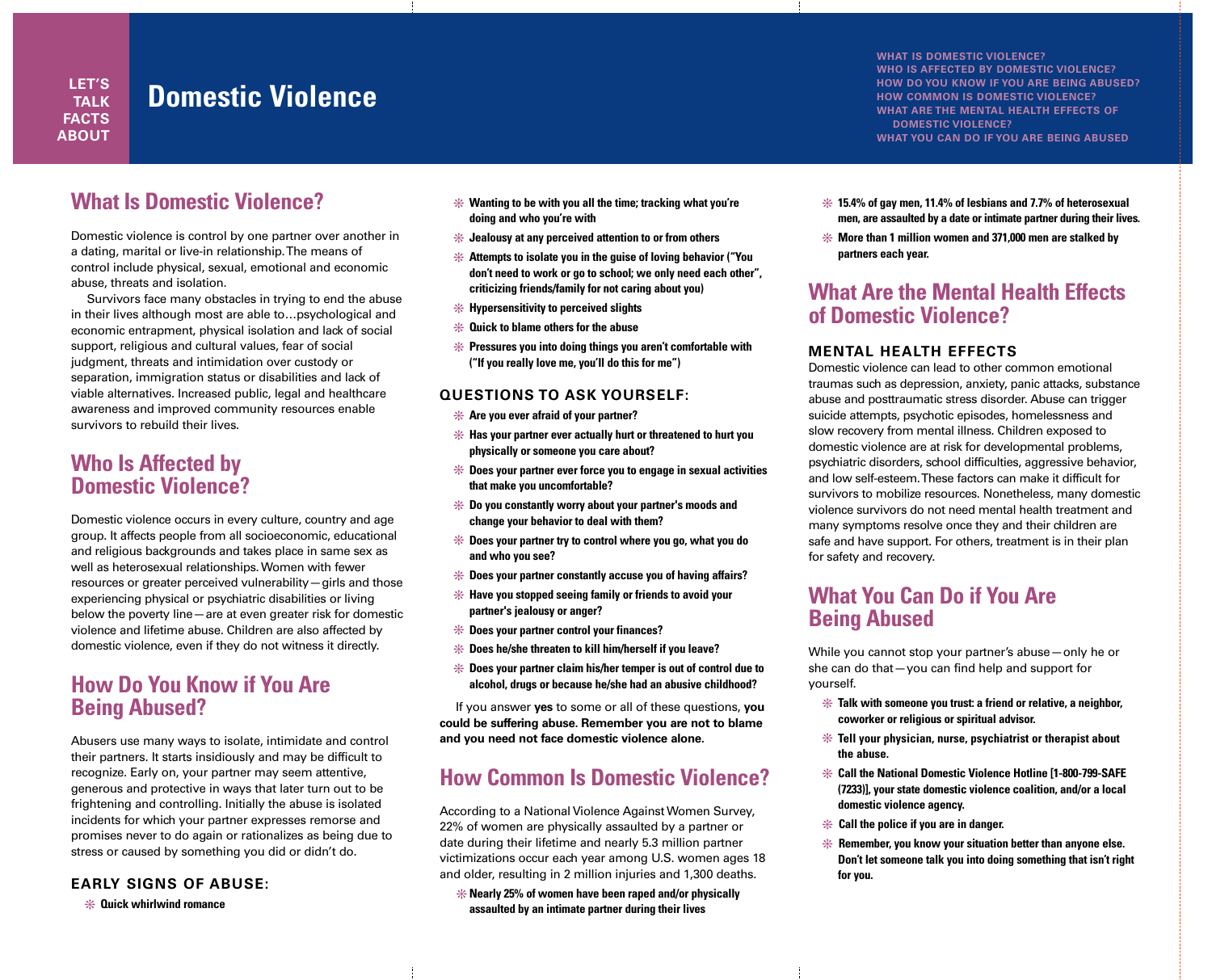LET'S TALK FACTS ABOUT

# Domestic Violence

WHAT IS DOMESTIC VIOLENCE?
WHO IS AFFECTED BY DOMESTIC VIOLENCE?
HOW DO YOU KNOW IF YOU ARE BEING ABUSED?
HOW COMMON IS DOMESTIC VIOLENCE?
WHAT ARE THE MENTAL HEALTH EFFECTS OF DOMESTIC VIOLENCE?
WHAT YOU CAN DO IF YOU ARE BEING ABUSED

## What Is Domestic Violence?

Domestic violence is control by one partner over another in a dating, marital or live-in relationship. The means of control include physical, sexual, emotional and economic abuse, threats and isolation.

Survivors face many obstacles in trying to end the abuse in their lives although most are able to…psychological and economic entrapment, physical isolation and lack of social support, religious and cultural values, fear of social judgment, threats and intimidation over custody or separation, immigration status or disabilities and lack of viable alternatives. Increased public, legal and healthcare awareness and improved community resources enable survivors to rebuild their lives.

## Who Is Affected by Domestic Violence?

Domestic violence occurs in every culture, country and age group. It affects people from all socioeconomic, educational and religious backgrounds and takes place in same sex as well as heterosexual relationships. Women with fewer resources or greater perceived vulnerability—girls and those experiencing physical or psychiatric disabilities or living below the poverty line—are at even greater risk for domestic violence and lifetime abuse. Children are also affected by domestic violence, even if they do not witness it directly.

## How Do You Know if You Are Being Abused?

Abusers use many ways to isolate, intimidate and control their partners. It starts insidiously and may be difficult to recognize. Early on, your partner may seem attentive, generous and protective in ways that later turn out to be frightening and controlling. Initially the abuse is isolated incidents for which your partner expresses remorse and promises never to do again or rationalizes as being due to stress or caused by something you did or didn't do.

### EARLY SIGNS OF ABUSE:

- **Quick whirlwind romance**
- **Wanting to be with you all the time; tracking what you're doing and who you're with**
- **Jealousy at any perceived attention to or from others**
- **Attempts to isolate you in the guise of loving behavior ("You don't need to work or go to school; we only need each other", criticizing friends/family for not caring about you)**
- **Hypersensitivity to perceived slights**
- **Quick to blame others for the abuse**
- **Pressures you into doing things you aren't comfortable with ("If you really love me, you'll do this for me")**

### QUESTIONS TO ASK YOURSELF:

- **Are you ever afraid of your partner?**
- **Has your partner ever actually hurt or threatened to hurt you physically or someone you care about?**
- **Does your partner ever force you to engage in sexual activities that make you uncomfortable?**
- **Do you constantly worry about your partner's moods and change your behavior to deal with them?**
- **Does your partner try to control where you go, what you do and who you see?**
- **Does your partner constantly accuse you of having affairs?**
- **Have you stopped seeing family or friends to avoid your partner's jealousy or anger?**
- **Does your partner control your finances?**
- **Does he/she threaten to kill him/herself if you leave?**
- **Does your partner claim his/her temper is out of control due to alcohol, drugs or because he/she had an abusive childhood?**

If you answer **yes** to some or all of these questions, **you could be suffering abuse. Remember you are not to blame and you need not face domestic violence alone.**

## How Common Is Domestic Violence?

According to a National Violence Against Women Survey, 22% of women are physically assaulted by a partner or date during their lifetime and nearly 5.3 million partner victimizations occur each year among U.S. women ages 18 and older, resulting in 2 million injuries and 1,300 deaths.

- **Nearly 25% of women have been raped and/or physically assaulted by an intimate partner during their lives**
- **15.4% of gay men, 11.4% of lesbians and 7.7% of heterosexual men, are assaulted by a date or intimate partner during their lives.**
- **More than 1 million women and 371,000 men are stalked by partners each year.**

## What Are the Mental Health Effects of Domestic Violence?

### MENTAL HEALTH EFFECTS

Domestic violence can lead to other common emotional traumas such as depression, anxiety, panic attacks, substance abuse and posttraumatic stress disorder. Abuse can trigger suicide attempts, psychotic episodes, homelessness and slow recovery from mental illness. Children exposed to domestic violence are at risk for developmental problems, psychiatric disorders, school difficulties, aggressive behavior, and low self-esteem. These factors can make it difficult for survivors to mobilize resources. Nonetheless, many domestic violence survivors do not need mental health treatment and many symptoms resolve once they and their children are safe and have support. For others, treatment is in their plan for safety and recovery.

## What You Can Do if You Are Being Abused

While you cannot stop your partner's abuse—only he or she can do that—you can find help and support for yourself.

- **Talk with someone you trust: a friend or relative, a neighbor, coworker or religious or spiritual advisor.**
- **Tell your physician, nurse, psychiatrist or therapist about the abuse.**
- **Call the National Domestic Violence Hotline [1-800-799-SAFE (7233)], your state domestic violence coalition, and/or a local domestic violence agency.**
- **Call the police if you are in danger.**
- **Remember, you know your situation better than anyone else. Don't let someone talk you into doing something that isn't right for you.**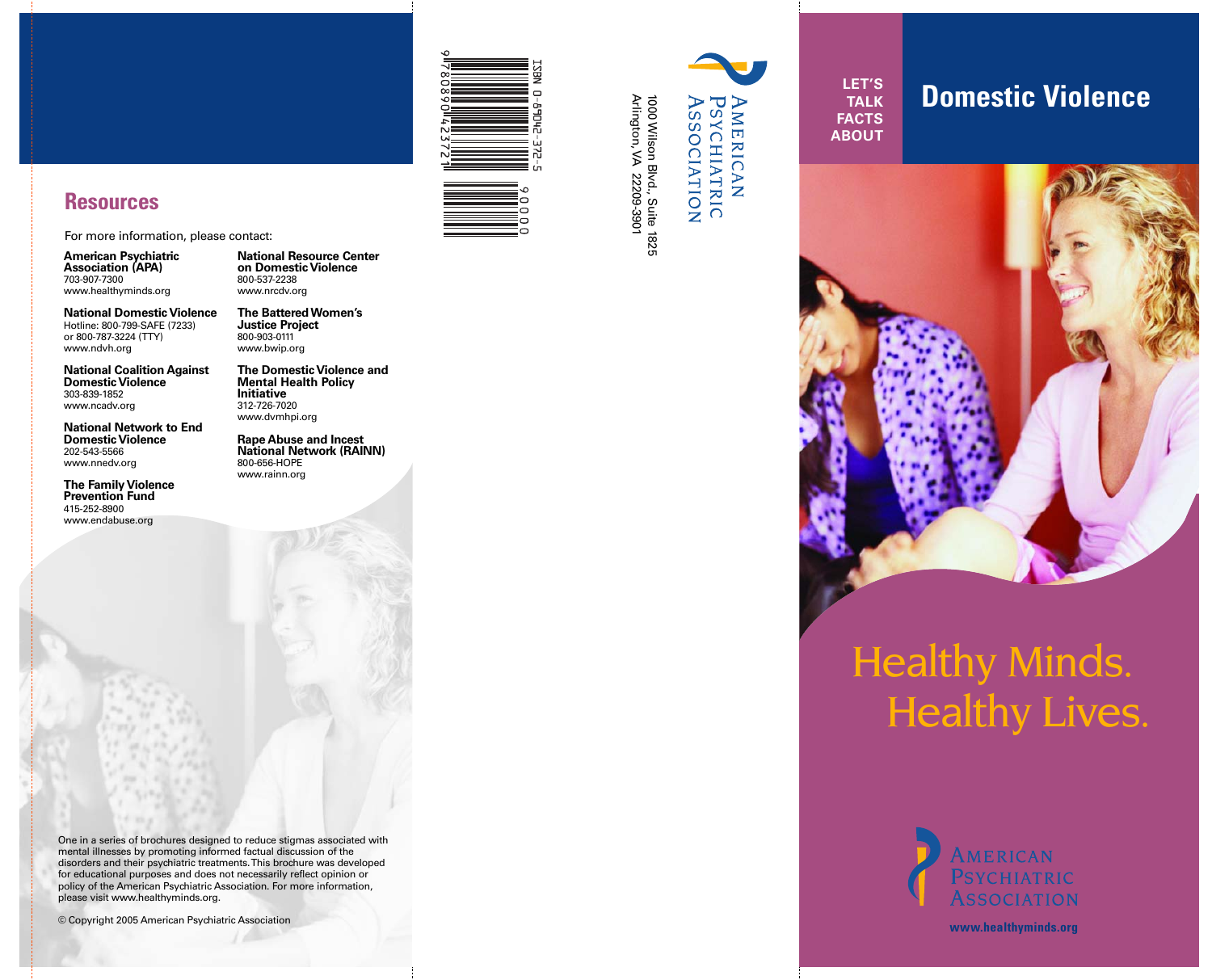## Resources

For more information, please contact:

**American Psychiatric Association (APA)**
703-907-7300
www.healthyminds.org

**National Domestic Violence**
Hotline: 800-799-SAFE (7233)
or 800-787-3224 (TTY)
www.ndvh.org

**National Coalition Against Domestic Violence**
303-839-1852
www.ncadv.org

**National Network to End Domestic Violence**
202-543-5566
www.nnedv.org

**The Family Violence Prevention Fund**
415-252-8900
www.endabuse.org

**National Resource Center on Domestic Violence**
800-537-2238
www.nrcdv.org

**The Battered Women's Justice Project**
800-903-0111
www.bwjp.org

**The Domestic Violence and Mental Health Policy Initiative**
312-726-7020
www.dvmhpi.org

**Rape Abuse and Incest National Network (RAINN)**
800-656-HOPE
www.rainn.org

One in a series of brochures designed to reduce stigmas associated with mental illnesses by promoting informed factual discussion of the disorders and their psychiatric treatments. This brochure was developed for educational purposes and does not necessarily reflect opinion or policy of the American Psychiatric Association. For more information, please visit www.healthyminds.org.

© Copyright 2005 American Psychiatric Association

ISBN 0-89042-372-5

9 780890 423721

90000

American Psychiatric Association
1000 Wilson Blvd., Suite 1825
Arlington, VA 22209-3901

LET'S TALK FACTS ABOUT

# Domestic Violence

Healthy Minds.
Healthy Lives.

American Psychiatric Association

www.healthyminds.org